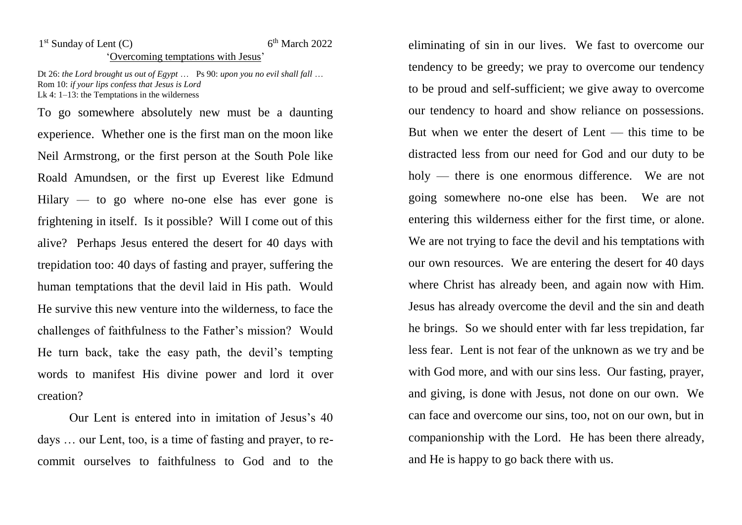1st Sunday of Lent (C) 6th March 2022

'Overcoming temptations with Jesus'

Dt 26: *the Lord brought us out of Egypt …* Ps 90: *upon you no evil shall fall …*
Rom 10: *if your lips confess that Jesus is Lord*
Lk 4: 1–13: the Temptations in the wilderness

To go somewhere absolutely new must be a daunting experience. Whether one is the first man on the moon like Neil Armstrong, or the first person at the South Pole like Roald Amundsen, or the first up Everest like Edmund Hilary — to go where no-one else has ever gone is frightening in itself. Is it possible? Will I come out of this alive? Perhaps Jesus entered the desert for 40 days with trepidation too: 40 days of fasting and prayer, suffering the human temptations that the devil laid in His path. Would He survive this new venture into the wilderness, to face the challenges of faithfulness to the Father's mission? Would He turn back, take the easy path, the devil's tempting words to manifest His divine power and lord it over creation?

Our Lent is entered into in imitation of Jesus's 40 days … our Lent, too, is a time of fasting and prayer, to re-commit ourselves to faithfulness to God and to the eliminating of sin in our lives. We fast to overcome our tendency to be greedy; we pray to overcome our tendency to be proud and self-sufficient; we give away to overcome our tendency to hoard and show reliance on possessions. But when we enter the desert of Lent — this time to be distracted less from our need for God and our duty to be holy — there is one enormous difference. We are not going somewhere no-one else has been. We are not entering this wilderness either for the first time, or alone. We are not trying to face the devil and his temptations with our own resources. We are entering the desert for 40 days where Christ has already been, and again now with Him. Jesus has already overcome the devil and the sin and death he brings. So we should enter with far less trepidation, far less fear. Lent is not fear of the unknown as we try and be with God more, and with our sins less. Our fasting, prayer, and giving, is done with Jesus, not done on our own. We can face and overcome our sins, too, not on our own, but in companionship with the Lord. He has been there already, and He is happy to go back there with us.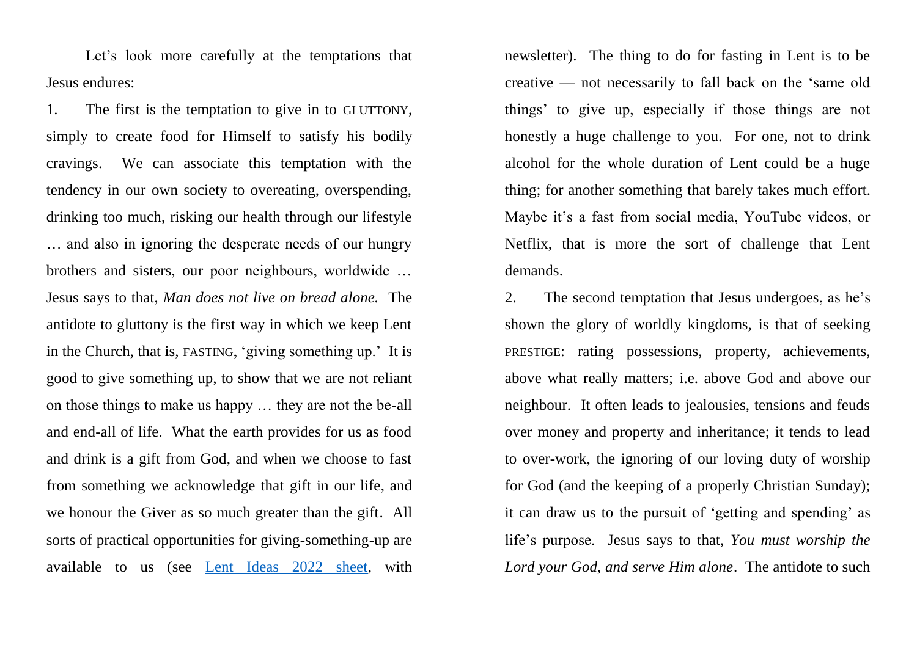Let's look more carefully at the temptations that Jesus endures:

1. The first is the temptation to give in to GLUTTONY, simply to create food for Himself to satisfy his bodily cravings. We can associate this temptation with the tendency in our own society to overeating, overspending, drinking too much, risking our health through our lifestyle … and also in ignoring the desperate needs of our hungry brothers and sisters, our poor neighbours, worldwide … Jesus says to that, *Man does not live on bread alone.* The antidote to gluttony is the first way in which we keep Lent in the Church, that is, FASTING, 'giving something up.' It is good to give something up, to show that we are not reliant on those things to make us happy … they are not the be-all and end-all of life. What the earth provides for us as food and drink is a gift from God, and when we choose to fast from something we acknowledge that gift in our life, and we honour the Giver as so much greater than the gift. All sorts of practical opportunities for giving-something-up are available to us (see Lent Ideas 2022 sheet, with newsletter). The thing to do for fasting in Lent is to be creative — not necessarily to fall back on the 'same old things' to give up, especially if those things are not honestly a huge challenge to you. For one, not to drink alcohol for the whole duration of Lent could be a huge thing; for another something that barely takes much effort. Maybe it's a fast from social media, YouTube videos, or Netflix, that is more the sort of challenge that Lent demands.

2. The second temptation that Jesus undergoes, as he's shown the glory of worldly kingdoms, is that of seeking PRESTIGE: rating possessions, property, achievements, above what really matters; i.e. above God and above our neighbour. It often leads to jealousies, tensions and feuds over money and property and inheritance; it tends to lead to over-work, the ignoring of our loving duty of worship for God (and the keeping of a properly Christian Sunday); it can draw us to the pursuit of 'getting and spending' as life's purpose. Jesus says to that, *You must worship the Lord your God, and serve Him alone*. The antidote to such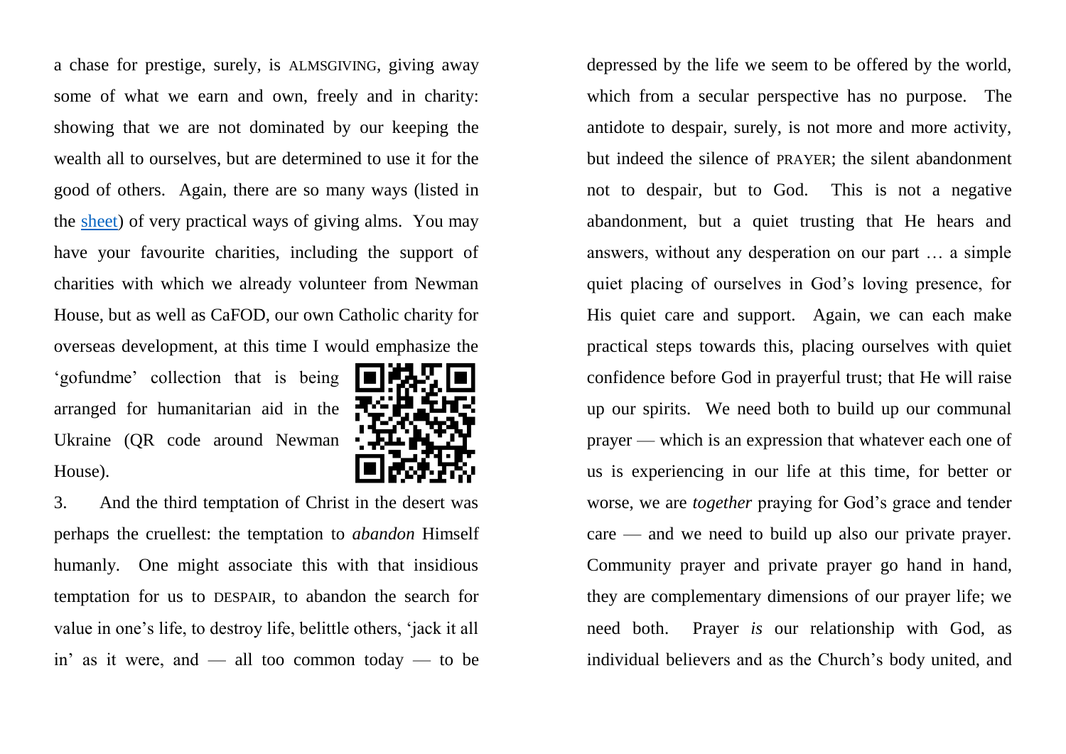a chase for prestige, surely, is ALMSGIVING, giving away some of what we earn and own, freely and in charity: showing that we are not dominated by our keeping the wealth all to ourselves, but are determined to use it for the good of others. Again, there are so many ways (listed in the sheet) of very practical ways of giving alms. You may have your favourite charities, including the support of charities with which we already volunteer from Newman House, but as well as CaFOD, our own Catholic charity for overseas development, at this time I would emphasize the 'gofundme' collection that is being arranged for humanitarian aid in the Ukraine (QR code around Newman House).

3. And the third temptation of Christ in the desert was perhaps the cruellest: the temptation to *abandon* Himself humanly. One might associate this with that insidious temptation for us to DESPAIR, to abandon the search for value in one's life, to destroy life, belittle others, 'jack it all in' as it were, and — all too common today — to be depressed by the life we seem to be offered by the world, which from a secular perspective has no purpose. The antidote to despair, surely, is not more and more activity, but indeed the silence of PRAYER; the silent abandonment not to despair, but to God. This is not a negative abandonment, but a quiet trusting that He hears and answers, without any desperation on our part … a simple quiet placing of ourselves in God's loving presence, for His quiet care and support. Again, we can each make practical steps towards this, placing ourselves with quiet confidence before God in prayerful trust; that He will raise up our spirits. We need both to build up our communal prayer — which is an expression that whatever each one of us is experiencing in our life at this time, for better or worse, we are *together* praying for God's grace and tender care — and we need to build up also our private prayer. Community prayer and private prayer go hand in hand, they are complementary dimensions of our prayer life; we need both. Prayer *is* our relationship with God, as individual believers and as the Church's body united, and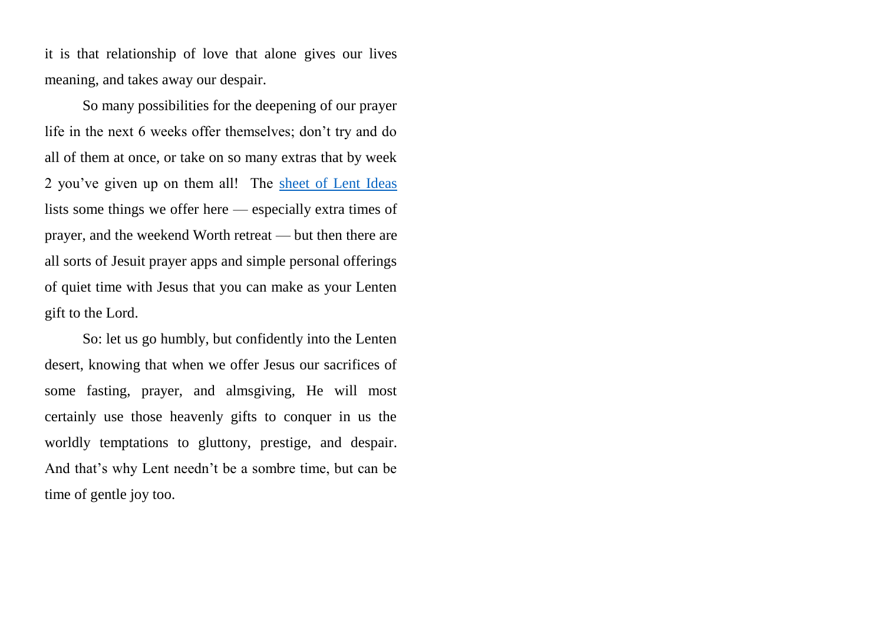it is that relationship of love that alone gives our lives meaning, and takes away our despair.

So many possibilities for the deepening of our prayer life in the next 6 weeks offer themselves; don't try and do all of them at once, or take on so many extras that by week 2 you've given up on them all! The sheet of Lent Ideas lists some things we offer here — especially extra times of prayer, and the weekend Worth retreat — but then there are all sorts of Jesuit prayer apps and simple personal offerings of quiet time with Jesus that you can make as your Lenten gift to the Lord.

So: let us go humbly, but confidently into the Lenten desert, knowing that when we offer Jesus our sacrifices of some fasting, prayer, and almsgiving, He will most certainly use those heavenly gifts to conquer in us the worldly temptations to gluttony, prestige, and despair. And that's why Lent needn't be a sombre time, but can be time of gentle joy too.